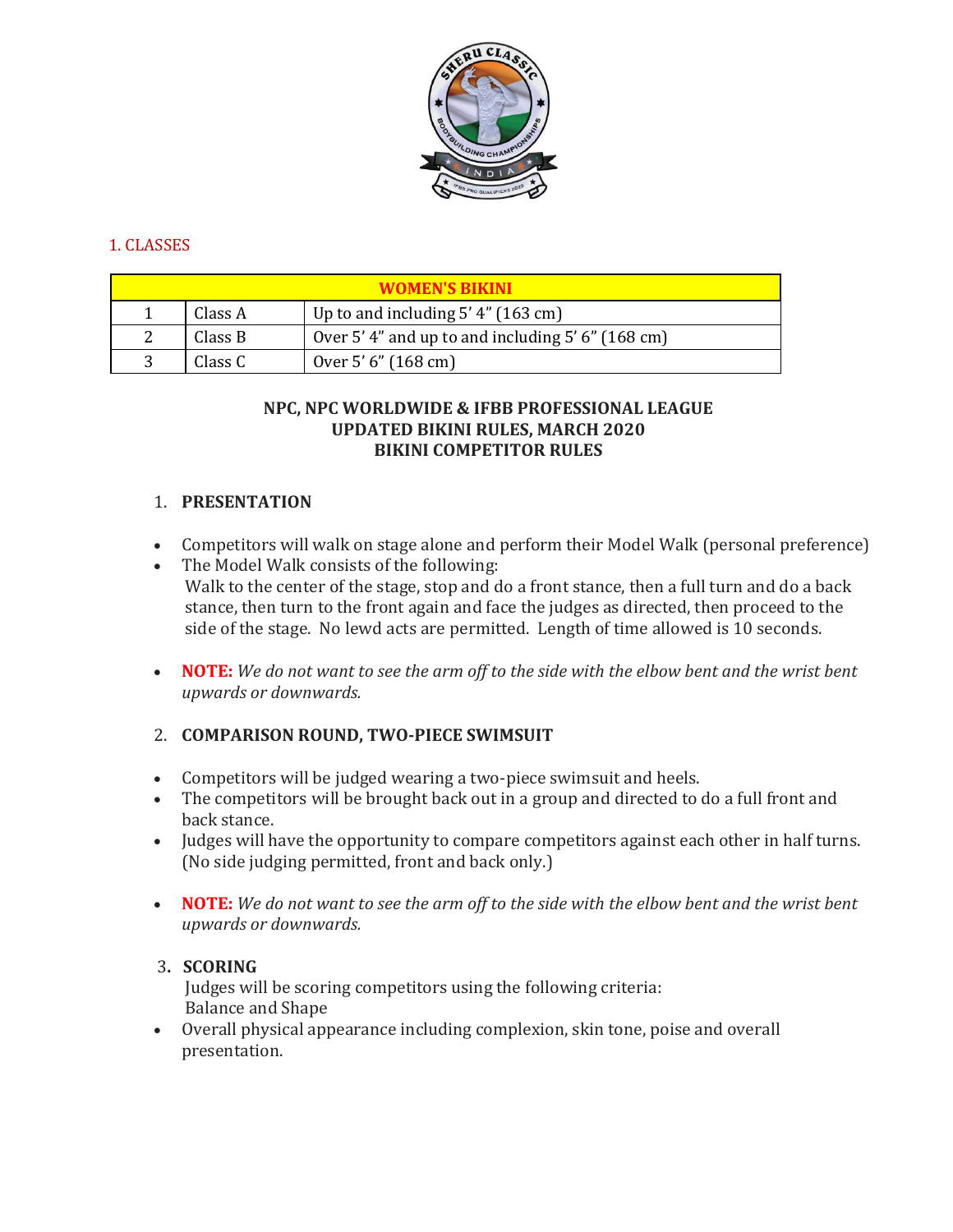## 1. CLASSES

| WOMEN'S BIKINI | | |
|---|---|---|
| 1 | Class A | Up to and including 5' 4" (163 cm) |
| 2 | Class B | Over 5' 4" and up to and including 5' 6" (168 cm) |
| 3 | Class C | Over 5' 6" (168 cm) |

**NPC, NPC WORLDWIDE & IFBB PROFESSIONAL LEAGUE**
**UPDATED BIKINI RULES, MARCH 2020**
**BIKINI COMPETITOR RULES**

1. **PRESENTATION**

- Competitors will walk on stage alone and perform their Model Walk (personal preference)
- The Model Walk consists of the following:
  Walk to the center of the stage, stop and do a front stance, then a full turn and do a back stance, then turn to the front again and face the judges as directed, then proceed to the side of the stage. No lewd acts are permitted. Length of time allowed is 10 seconds.

- **NOTE:** *We do not want to see the arm off to the side with the elbow bent and the wrist bent upwards or downwards.*

2. **COMPARISON ROUND, TWO-PIECE SWIMSUIT**

- Competitors will be judged wearing a two-piece swimsuit and heels.
- The competitors will be brought back out in a group and directed to do a full front and back stance.
- Judges will have the opportunity to compare competitors against each other in half turns. (No side judging permitted, front and back only.)

- **NOTE:** *We do not want to see the arm off to the side with the elbow bent and the wrist bent upwards or downwards.*

3. **SCORING**
   Judges will be scoring competitors using the following criteria:
   Balance and Shape

- Overall physical appearance including complexion, skin tone, poise and overall presentation.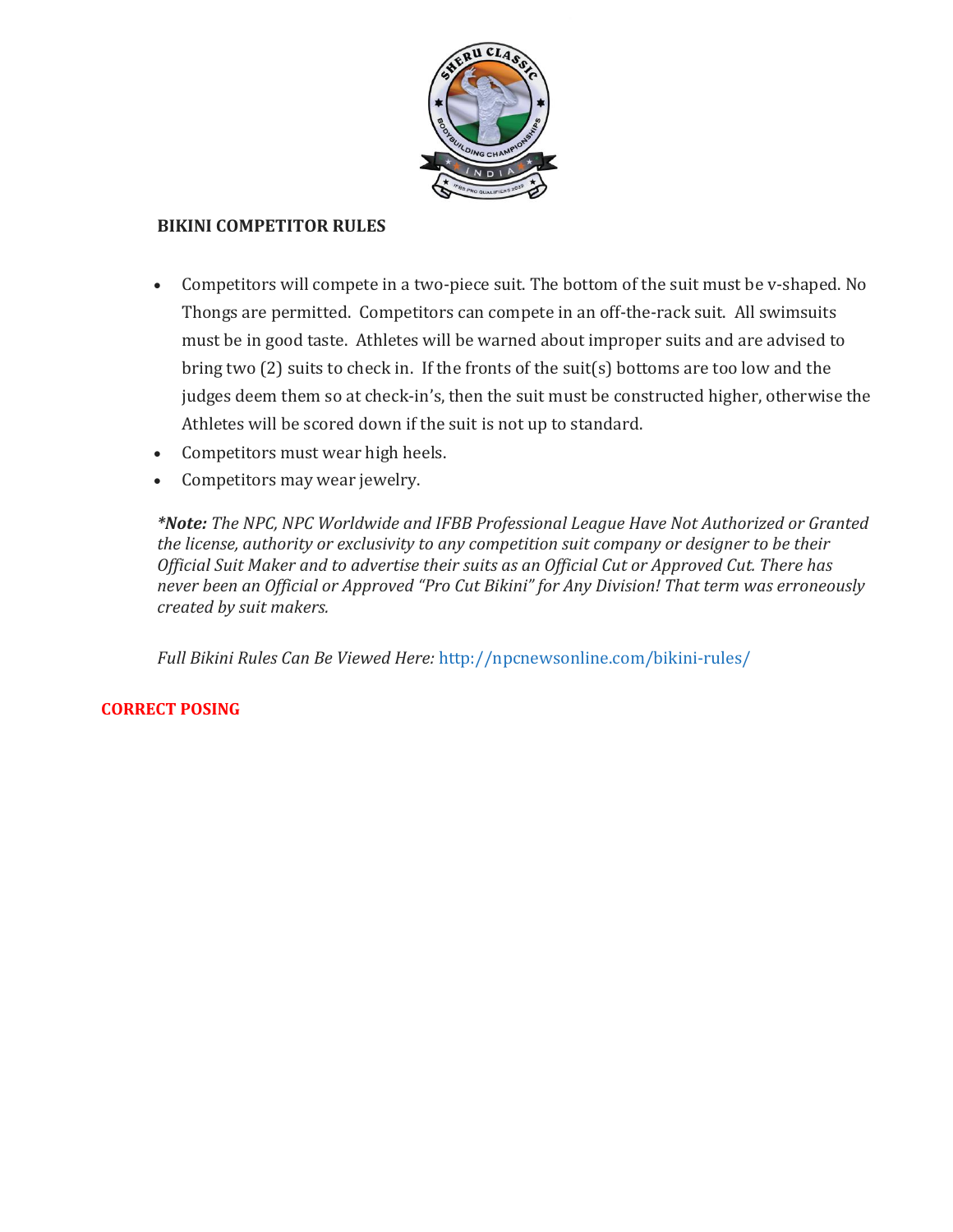## BIKINI COMPETITOR RULES

- Competitors will compete in a two-piece suit. The bottom of the suit must be v-shaped. No Thongs are permitted. Competitors can compete in an off-the-rack suit. All swimsuits must be in good taste. Athletes will be warned about improper suits and are advised to bring two (2) suits to check in. If the fronts of the suit(s) bottoms are too low and the judges deem them so at check-in's, then the suit must be constructed higher, otherwise the Athletes will be scored down if the suit is not up to standard.
- Competitors must wear high heels.
- Competitors may wear jewelry.

*\*Note: The NPC, NPC Worldwide and IFBB Professional League Have Not Authorized or Granted the license, authority or exclusivity to any competition suit company or designer to be their Official Suit Maker and to advertise their suits as an Official Cut or Approved Cut. There has never been an Official or Approved "Pro Cut Bikini" for Any Division! That term was erroneously created by suit makers.*

*Full Bikini Rules Can Be Viewed Here:* http://npcnewsonline.com/bikini-rules/

**CORRECT POSING**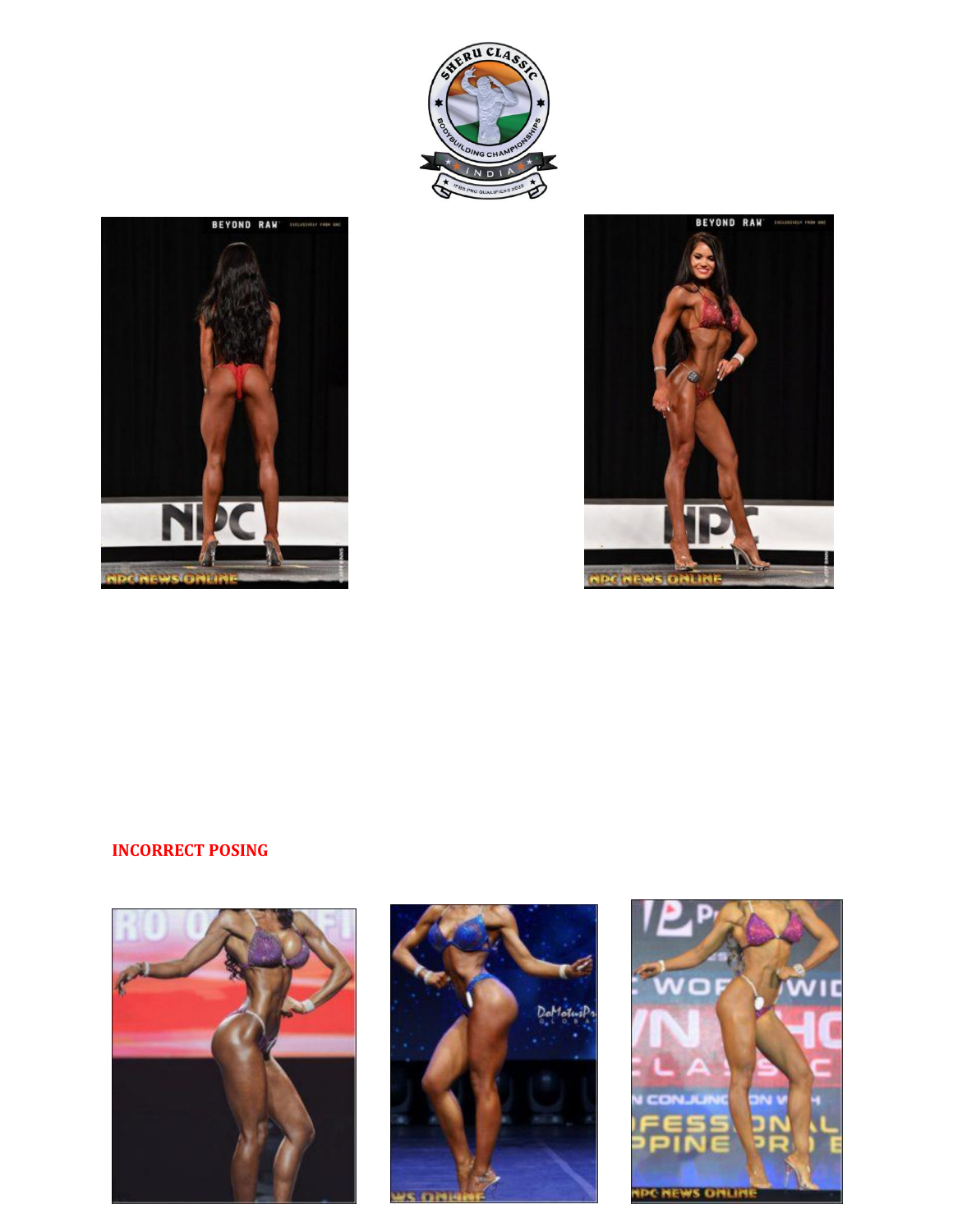**INCORRECT POSING**